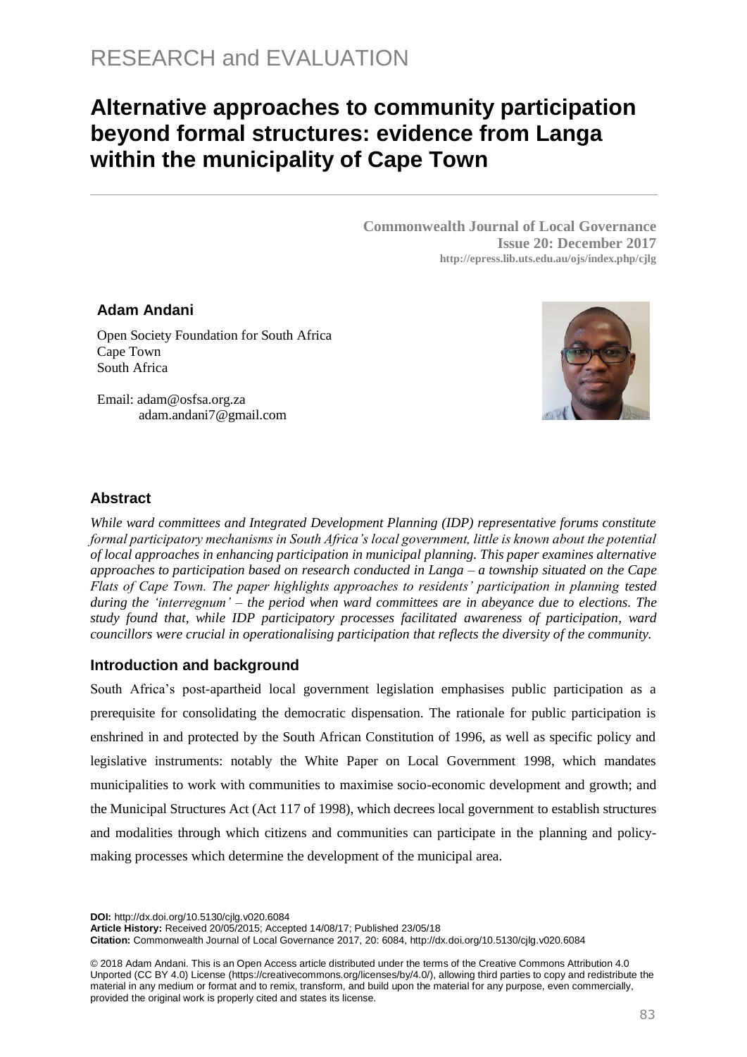RESEARCH and EVALUATION

# Alternative approaches to community participation beyond formal structures: evidence from Langa within the municipality of Cape Town

**Commonwealth Journal of Local Governance**
**Issue 20: December 2017**
**http://epress.lib.uts.edu.au/ojs/index.php/cjlg**

**Adam Andani**

Open Society Foundation for South Africa
Cape Town
South Africa

Email: adam@osfsa.org.za
adam.andani7@gmail.com

## Abstract

*While ward committees and Integrated Development Planning (IDP) representative forums constitute formal participatory mechanisms in South Africa's local government, little is known about the potential of local approaches in enhancing participation in municipal planning. This paper examines alternative approaches to participation based on research conducted in Langa – a township situated on the Cape Flats of Cape Town. The paper highlights approaches to residents' participation in planning tested during the 'interregnum' – the period when ward committees are in abeyance due to elections. The study found that, while IDP participatory processes facilitated awareness of participation, ward councillors were crucial in operationalising participation that reflects the diversity of the community.*

## Introduction and background

South Africa's post-apartheid local government legislation emphasises public participation as a prerequisite for consolidating the democratic dispensation. The rationale for public participation is enshrined in and protected by the South African Constitution of 1996, as well as specific policy and legislative instruments: notably the White Paper on Local Government 1998, which mandates municipalities to work with communities to maximise socio-economic development and growth; and the Municipal Structures Act (Act 117 of 1998), which decrees local government to establish structures and modalities through which citizens and communities can participate in the planning and policy-making processes which determine the development of the municipal area.

**DOI:** http://dx.doi.org/10.5130/cjlg.v020.6084
**Article History:** Received 20/05/2015; Accepted 14/08/17; Published 23/05/18
**Citation:** Commonwealth Journal of Local Governance 2017, 20: 6084, http://dx.doi.org/10.5130/cjlg.v020.6084

© 2018 Adam Andani. This is an Open Access article distributed under the terms of the Creative Commons Attribution 4.0 Unported (CC BY 4.0) License (https://creativecommons.org/licenses/by/4.0/), allowing third parties to copy and redistribute the material in any medium or format and to remix, transform, and build upon the material for any purpose, even commercially, provided the original work is properly cited and states its license.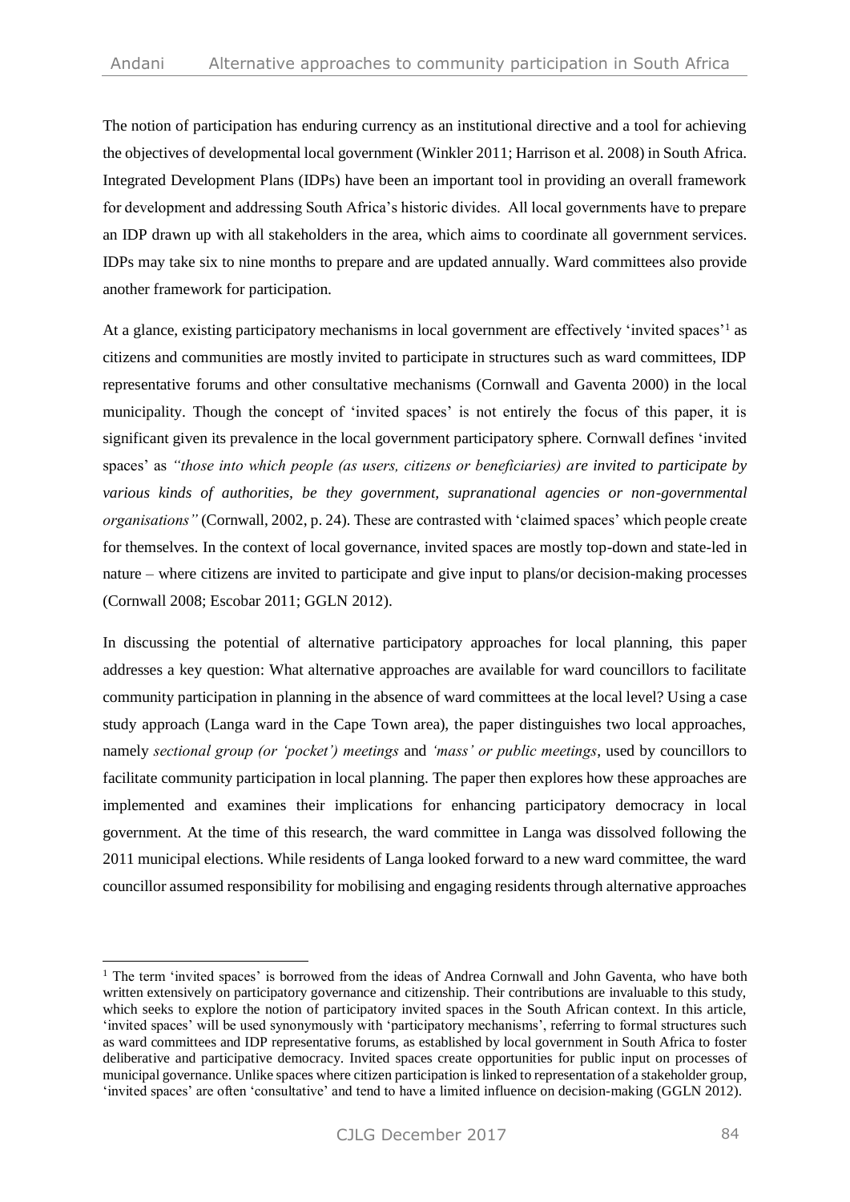The notion of participation has enduring currency as an institutional directive and a tool for achieving the objectives of developmental local government (Winkler 2011; Harrison et al. 2008) in South Africa. Integrated Development Plans (IDPs) have been an important tool in providing an overall framework for development and addressing South Africa's historic divides. All local governments have to prepare an IDP drawn up with all stakeholders in the area, which aims to coordinate all government services. IDPs may take six to nine months to prepare and are updated annually. Ward committees also provide another framework for participation.

At a glance, existing participatory mechanisms in local government are effectively 'invited spaces'[1] as citizens and communities are mostly invited to participate in structures such as ward committees, IDP representative forums and other consultative mechanisms (Cornwall and Gaventa 2000) in the local municipality. Though the concept of 'invited spaces' is not entirely the focus of this paper, it is significant given its prevalence in the local government participatory sphere. Cornwall defines 'invited spaces' as *"those into which people (as users, citizens or beneficiaries) are invited to participate by various kinds of authorities, be they government, supranational agencies or non-governmental organisations"* (Cornwall, 2002, p. 24). These are contrasted with 'claimed spaces' which people create for themselves. In the context of local governance, invited spaces are mostly top-down and state-led in nature – where citizens are invited to participate and give input to plans/or decision-making processes (Cornwall 2008; Escobar 2011; GGLN 2012).

In discussing the potential of alternative participatory approaches for local planning, this paper addresses a key question: What alternative approaches are available for ward councillors to facilitate community participation in planning in the absence of ward committees at the local level? Using a case study approach (Langa ward in the Cape Town area), the paper distinguishes two local approaches, namely *sectional group (or 'pocket') meetings* and *'mass' or public meetings*, used by councillors to facilitate community participation in local planning. The paper then explores how these approaches are implemented and examines their implications for enhancing participatory democracy in local government. At the time of this research, the ward committee in Langa was dissolved following the 2011 municipal elections. While residents of Langa looked forward to a new ward committee, the ward councillor assumed responsibility for mobilising and engaging residents through alternative approaches

---

[1] The term 'invited spaces' is borrowed from the ideas of Andrea Cornwall and John Gaventa, who have both written extensively on participatory governance and citizenship. Their contributions are invaluable to this study, which seeks to explore the notion of participatory invited spaces in the South African context. In this article, 'invited spaces' will be used synonymously with 'participatory mechanisms', referring to formal structures such as ward committees and IDP representative forums, as established by local government in South Africa to foster deliberative and participative democracy. Invited spaces create opportunities for public input on processes of municipal governance. Unlike spaces where citizen participation is linked to representation of a stakeholder group, 'invited spaces' are often 'consultative' and tend to have a limited influence on decision-making (GGLN 2012).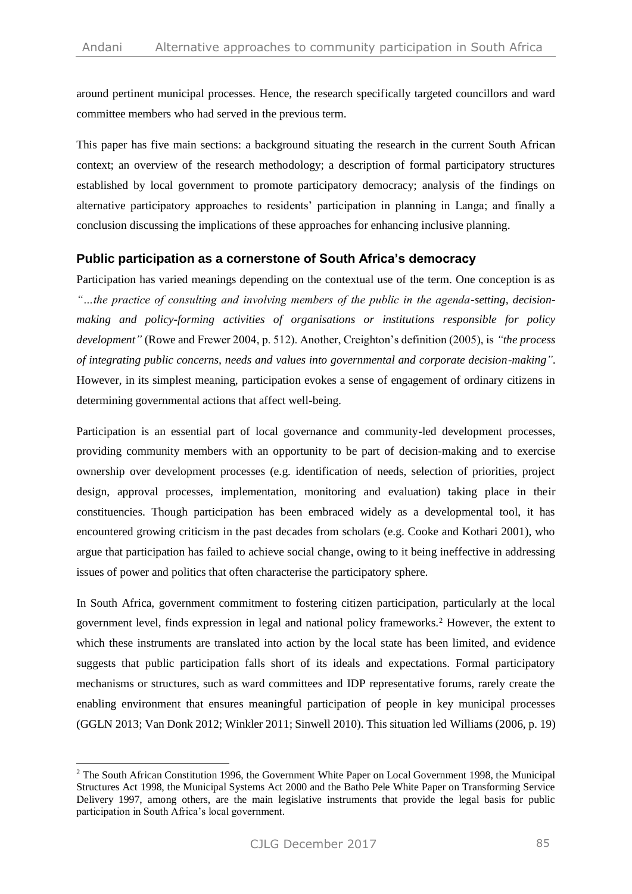around pertinent municipal processes. Hence, the research specifically targeted councillors and ward committee members who had served in the previous term.

This paper has five main sections: a background situating the research in the current South African context; an overview of the research methodology; a description of formal participatory structures established by local government to promote participatory democracy; analysis of the findings on alternative participatory approaches to residents' participation in planning in Langa; and finally a conclusion discussing the implications of these approaches for enhancing inclusive planning.

## Public participation as a cornerstone of South Africa's democracy

Participation has varied meanings depending on the contextual use of the term. One conception is as *"…the practice of consulting and involving members of the public in the agenda-setting, decision-making and policy-forming activities of organisations or institutions responsible for policy development"* (Rowe and Frewer 2004, p. 512). Another, Creighton's definition (2005), is *"the process of integrating public concerns, needs and values into governmental and corporate decision-making"*. However, in its simplest meaning, participation evokes a sense of engagement of ordinary citizens in determining governmental actions that affect well-being.

Participation is an essential part of local governance and community-led development processes, providing community members with an opportunity to be part of decision-making and to exercise ownership over development processes (e.g. identification of needs, selection of priorities, project design, approval processes, implementation, monitoring and evaluation) taking place in their constituencies. Though participation has been embraced widely as a developmental tool, it has encountered growing criticism in the past decades from scholars (e.g. Cooke and Kothari 2001), who argue that participation has failed to achieve social change, owing to it being ineffective in addressing issues of power and politics that often characterise the participatory sphere.

In South Africa, government commitment to fostering citizen participation, particularly at the local government level, finds expression in legal and national policy frameworks.[2] However, the extent to which these instruments are translated into action by the local state has been limited, and evidence suggests that public participation falls short of its ideals and expectations. Formal participatory mechanisms or structures, such as ward committees and IDP representative forums, rarely create the enabling environment that ensures meaningful participation of people in key municipal processes (GGLN 2013; Van Donk 2012; Winkler 2011; Sinwell 2010). This situation led Williams (2006, p. 19)

[2] The South African Constitution 1996, the Government White Paper on Local Government 1998, the Municipal Structures Act 1998, the Municipal Systems Act 2000 and the Batho Pele White Paper on Transforming Service Delivery 1997, among others, are the main legislative instruments that provide the legal basis for public participation in South Africa's local government.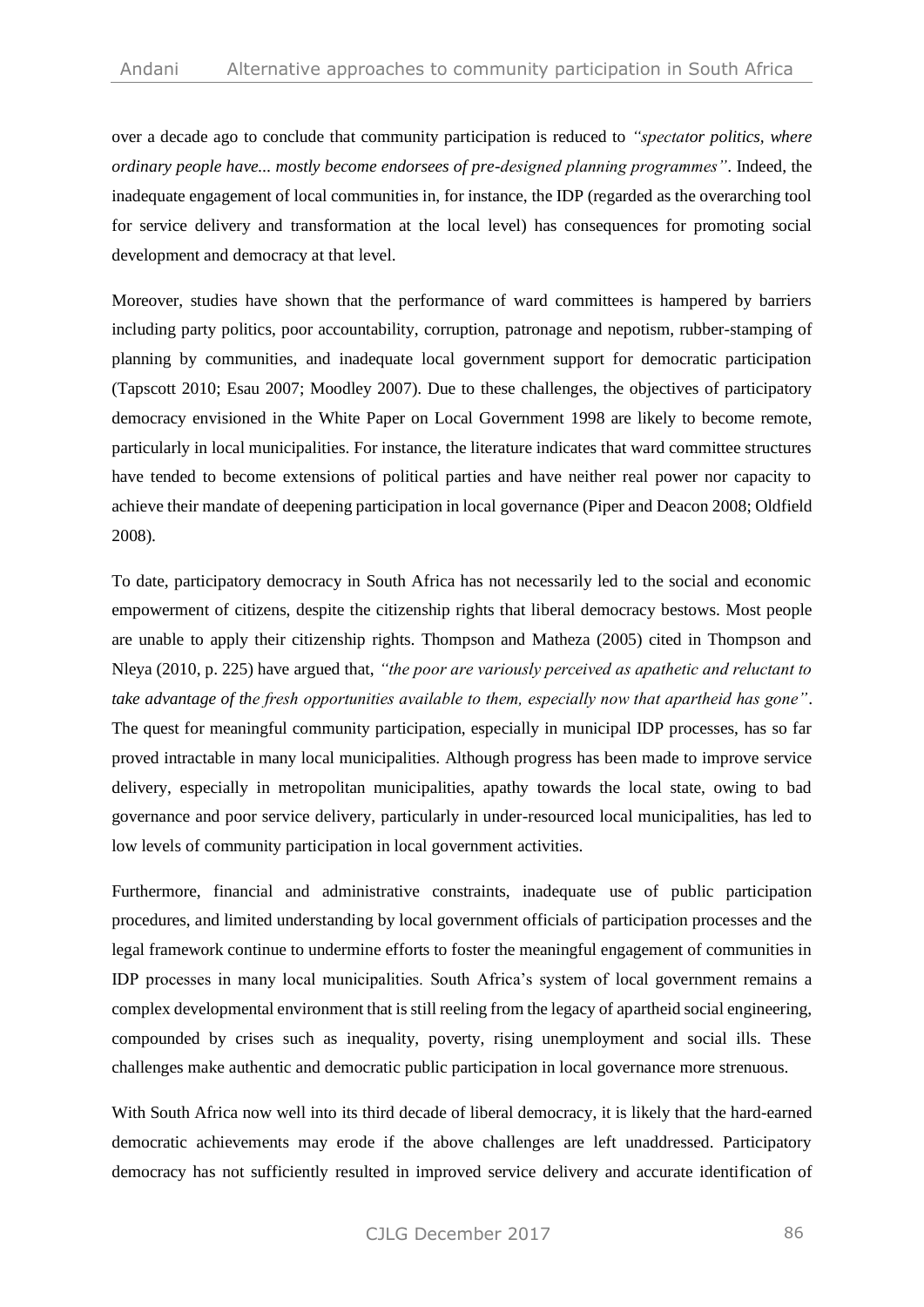over a decade ago to conclude that community participation is reduced to *"spectator politics, where ordinary people have... mostly become endorsees of pre-designed planning programmes"*. Indeed, the inadequate engagement of local communities in, for instance, the IDP (regarded as the overarching tool for service delivery and transformation at the local level) has consequences for promoting social development and democracy at that level.

Moreover, studies have shown that the performance of ward committees is hampered by barriers including party politics, poor accountability, corruption, patronage and nepotism, rubber-stamping of planning by communities, and inadequate local government support for democratic participation (Tapscott 2010; Esau 2007; Moodley 2007). Due to these challenges, the objectives of participatory democracy envisioned in the White Paper on Local Government 1998 are likely to become remote, particularly in local municipalities. For instance, the literature indicates that ward committee structures have tended to become extensions of political parties and have neither real power nor capacity to achieve their mandate of deepening participation in local governance (Piper and Deacon 2008; Oldfield 2008).

To date, participatory democracy in South Africa has not necessarily led to the social and economic empowerment of citizens, despite the citizenship rights that liberal democracy bestows. Most people are unable to apply their citizenship rights. Thompson and Matheza (2005) cited in Thompson and Nleya (2010, p. 225) have argued that, *"the poor are variously perceived as apathetic and reluctant to take advantage of the fresh opportunities available to them, especially now that apartheid has gone"*. The quest for meaningful community participation, especially in municipal IDP processes, has so far proved intractable in many local municipalities. Although progress has been made to improve service delivery, especially in metropolitan municipalities, apathy towards the local state, owing to bad governance and poor service delivery, particularly in under-resourced local municipalities, has led to low levels of community participation in local government activities.

Furthermore, financial and administrative constraints, inadequate use of public participation procedures, and limited understanding by local government officials of participation processes and the legal framework continue to undermine efforts to foster the meaningful engagement of communities in IDP processes in many local municipalities. South Africa's system of local government remains a complex developmental environment that is still reeling from the legacy of apartheid social engineering, compounded by crises such as inequality, poverty, rising unemployment and social ills. These challenges make authentic and democratic public participation in local governance more strenuous.

With South Africa now well into its third decade of liberal democracy, it is likely that the hard-earned democratic achievements may erode if the above challenges are left unaddressed. Participatory democracy has not sufficiently resulted in improved service delivery and accurate identification of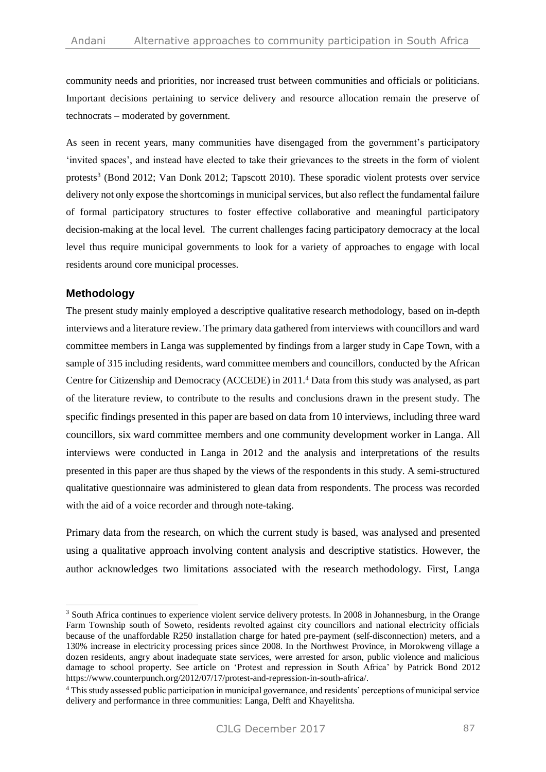community needs and priorities, nor increased trust between communities and officials or politicians. Important decisions pertaining to service delivery and resource allocation remain the preserve of technocrats – moderated by government.

As seen in recent years, many communities have disengaged from the government's participatory 'invited spaces', and instead have elected to take their grievances to the streets in the form of violent protests[3] (Bond 2012; Van Donk 2012; Tapscott 2010). These sporadic violent protests over service delivery not only expose the shortcomings in municipal services, but also reflect the fundamental failure of formal participatory structures to foster effective collaborative and meaningful participatory decision-making at the local level. The current challenges facing participatory democracy at the local level thus require municipal governments to look for a variety of approaches to engage with local residents around core municipal processes.

## Methodology

The present study mainly employed a descriptive qualitative research methodology, based on in-depth interviews and a literature review. The primary data gathered from interviews with councillors and ward committee members in Langa was supplemented by findings from a larger study in Cape Town, with a sample of 315 including residents, ward committee members and councillors, conducted by the African Centre for Citizenship and Democracy (ACCEDE) in 2011.[4] Data from this study was analysed, as part of the literature review, to contribute to the results and conclusions drawn in the present study. The specific findings presented in this paper are based on data from 10 interviews, including three ward councillors, six ward committee members and one community development worker in Langa. All interviews were conducted in Langa in 2012 and the analysis and interpretations of the results presented in this paper are thus shaped by the views of the respondents in this study. A semi-structured qualitative questionnaire was administered to glean data from respondents. The process was recorded with the aid of a voice recorder and through note-taking.

Primary data from the research, on which the current study is based, was analysed and presented using a qualitative approach involving content analysis and descriptive statistics. However, the author acknowledges two limitations associated with the research methodology. First, Langa

---

[3] South Africa continues to experience violent service delivery protests. In 2008 in Johannesburg, in the Orange Farm Township south of Soweto, residents revolted against city councillors and national electricity officials because of the unaffordable R250 installation charge for hated pre-payment (self-disconnection) meters, and a 130% increase in electricity processing prices since 2008. In the Northwest Province, in Morokweng village a dozen residents, angry about inadequate state services, were arrested for arson, public violence and malicious damage to school property. See article on 'Protest and repression in South Africa' by Patrick Bond 2012 https://www.counterpunch.org/2012/07/17/protest-and-repression-in-south-africa/.

[4] This study assessed public participation in municipal governance, and residents' perceptions of municipal service delivery and performance in three communities: Langa, Delft and Khayelitsha.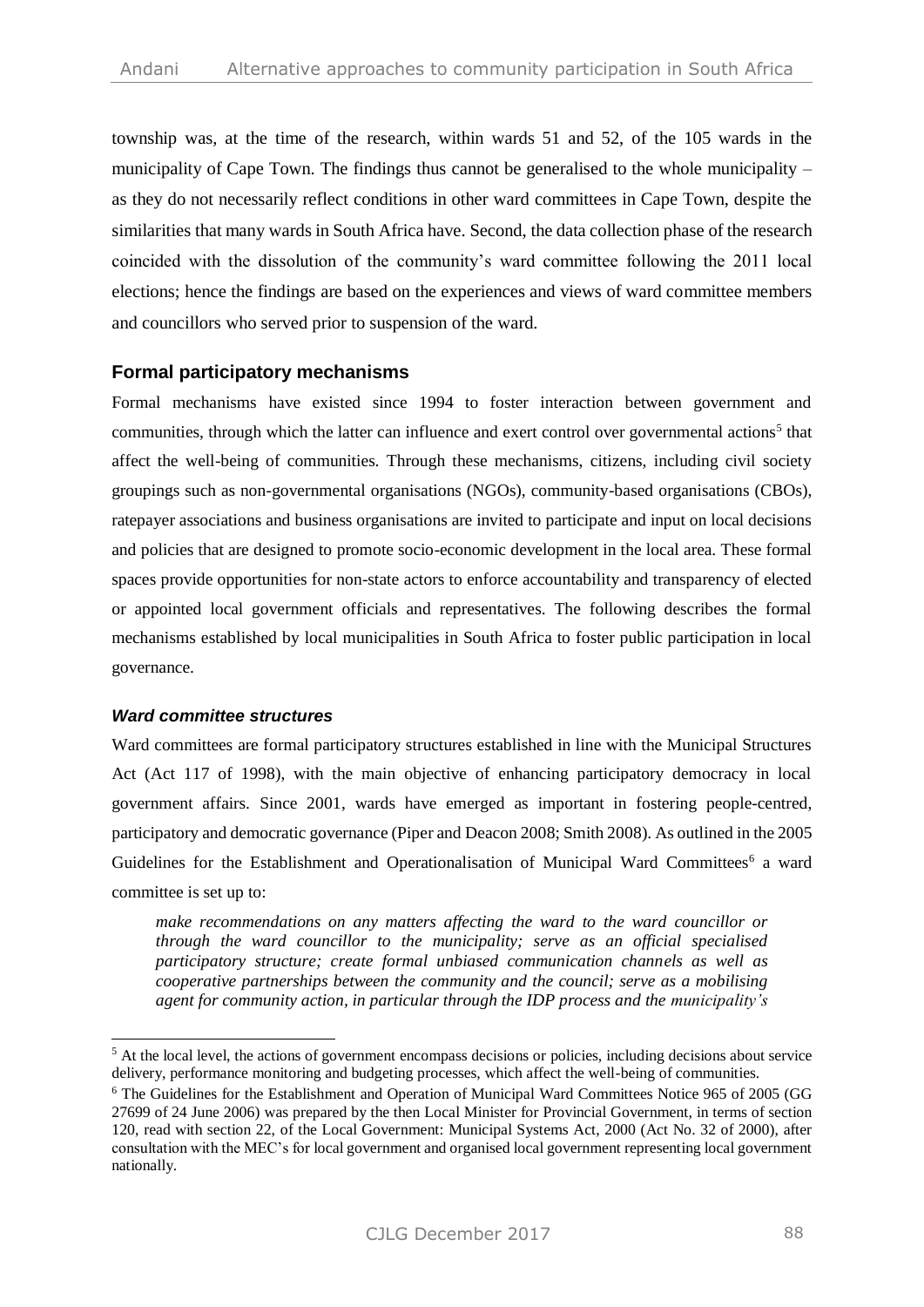township was, at the time of the research, within wards 51 and 52, of the 105 wards in the municipality of Cape Town. The findings thus cannot be generalised to the whole municipality – as they do not necessarily reflect conditions in other ward committees in Cape Town, despite the similarities that many wards in South Africa have. Second, the data collection phase of the research coincided with the dissolution of the community's ward committee following the 2011 local elections; hence the findings are based on the experiences and views of ward committee members and councillors who served prior to suspension of the ward.

## Formal participatory mechanisms

Formal mechanisms have existed since 1994 to foster interaction between government and communities, through which the latter can influence and exert control over governmental actions[5] that affect the well-being of communities. Through these mechanisms, citizens, including civil society groupings such as non-governmental organisations (NGOs), community-based organisations (CBOs), ratepayer associations and business organisations are invited to participate and input on local decisions and policies that are designed to promote socio-economic development in the local area. These formal spaces provide opportunities for non-state actors to enforce accountability and transparency of elected or appointed local government officials and representatives. The following describes the formal mechanisms established by local municipalities in South Africa to foster public participation in local governance.

### *Ward committee structures*

Ward committees are formal participatory structures established in line with the Municipal Structures Act (Act 117 of 1998), with the main objective of enhancing participatory democracy in local government affairs. Since 2001, wards have emerged as important in fostering people-centred, participatory and democratic governance (Piper and Deacon 2008; Smith 2008). As outlined in the 2005 Guidelines for the Establishment and Operationalisation of Municipal Ward Committees[6] a ward committee is set up to:

> *make recommendations on any matters affecting the ward to the ward councillor or through the ward councillor to the municipality; serve as an official specialised participatory structure; create formal unbiased communication channels as well as cooperative partnerships between the community and the council; serve as a mobilising agent for community action, in particular through the IDP process and the municipality's*

---

[5] At the local level, the actions of government encompass decisions or policies, including decisions about service delivery, performance monitoring and budgeting processes, which affect the well-being of communities.

[6] The Guidelines for the Establishment and Operation of Municipal Ward Committees Notice 965 of 2005 (GG 27699 of 24 June 2006) was prepared by the then Local Minister for Provincial Government, in terms of section 120, read with section 22, of the Local Government: Municipal Systems Act, 2000 (Act No. 32 of 2000), after consultation with the MEC's for local government and organised local government representing local government nationally.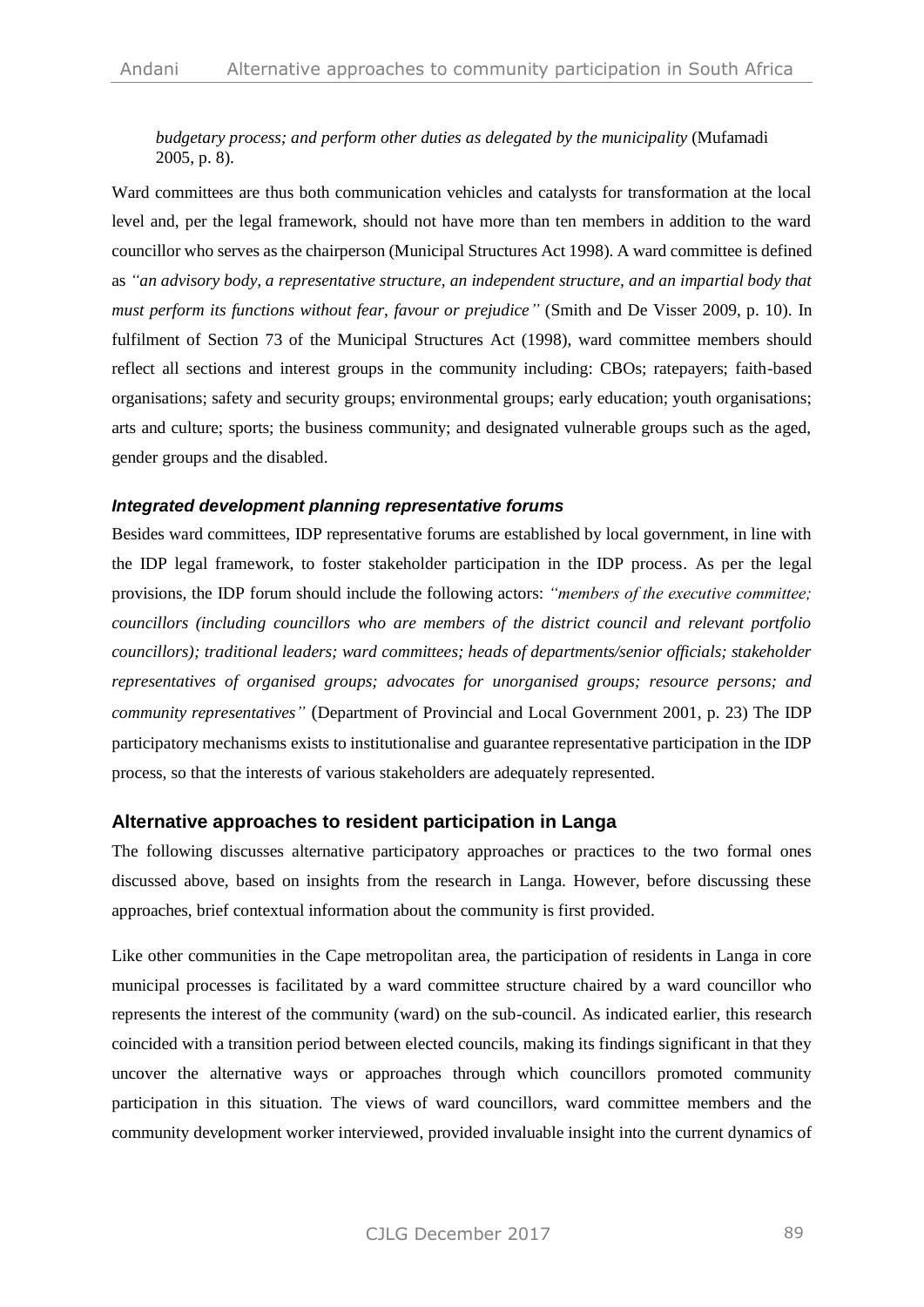*budgetary process; and perform other duties as delegated by the municipality* (Mufamadi 2005, p. 8).

Ward committees are thus both communication vehicles and catalysts for transformation at the local level and, per the legal framework, should not have more than ten members in addition to the ward councillor who serves as the chairperson (Municipal Structures Act 1998). A ward committee is defined as *"an advisory body, a representative structure, an independent structure, and an impartial body that must perform its functions without fear, favour or prejudice"* (Smith and De Visser 2009, p. 10). In fulfilment of Section 73 of the Municipal Structures Act (1998), ward committee members should reflect all sections and interest groups in the community including: CBOs; ratepayers; faith-based organisations; safety and security groups; environmental groups; early education; youth organisations; arts and culture; sports; the business community; and designated vulnerable groups such as the aged, gender groups and the disabled.

#### *Integrated development planning representative forums*

Besides ward committees, IDP representative forums are established by local government, in line with the IDP legal framework, to foster stakeholder participation in the IDP process. As per the legal provisions, the IDP forum should include the following actors: *"members of the executive committee; councillors (including councillors who are members of the district council and relevant portfolio councillors); traditional leaders; ward committees; heads of departments/senior officials; stakeholder representatives of organised groups; advocates for unorganised groups; resource persons; and community representatives"* (Department of Provincial and Local Government 2001, p. 23) The IDP participatory mechanisms exists to institutionalise and guarantee representative participation in the IDP process, so that the interests of various stakeholders are adequately represented.

### Alternative approaches to resident participation in Langa

The following discusses alternative participatory approaches or practices to the two formal ones discussed above, based on insights from the research in Langa. However, before discussing these approaches, brief contextual information about the community is first provided.

Like other communities in the Cape metropolitan area, the participation of residents in Langa in core municipal processes is facilitated by a ward committee structure chaired by a ward councillor who represents the interest of the community (ward) on the sub-council. As indicated earlier, this research coincided with a transition period between elected councils, making its findings significant in that they uncover the alternative ways or approaches through which councillors promoted community participation in this situation. The views of ward councillors, ward committee members and the community development worker interviewed, provided invaluable insight into the current dynamics of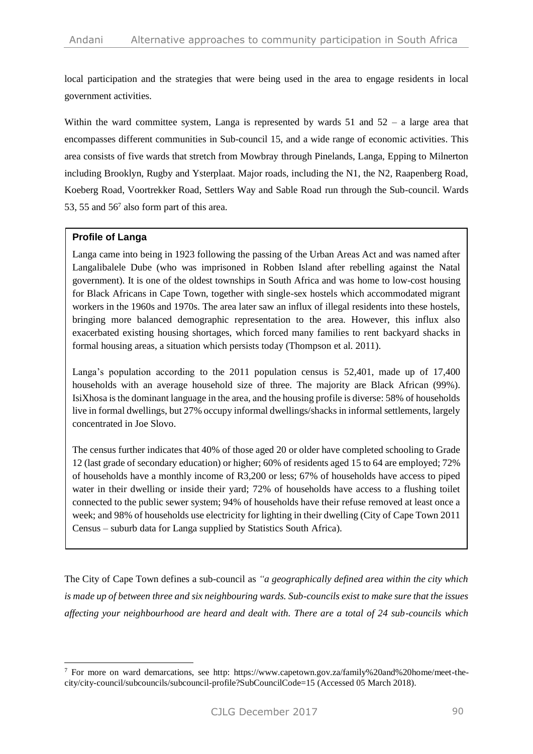local participation and the strategies that were being used in the area to engage residents in local government activities.

Within the ward committee system, Langa is represented by wards 51 and 52 – a large area that encompasses different communities in Sub-council 15, and a wide range of economic activities. This area consists of five wards that stretch from Mowbray through Pinelands, Langa, Epping to Milnerton including Brooklyn, Rugby and Ysterplaat. Major roads, including the N1, the N2, Raapenberg Road, Koeberg Road, Voortrekker Road, Settlers Way and Sable Road run through the Sub-council. Wards 53, 55 and 56[7] also form part of this area.

> **Profile of Langa**
>
> Langa came into being in 1923 following the passing of the Urban Areas Act and was named after Langalibalele Dube (who was imprisoned in Robben Island after rebelling against the Natal government). It is one of the oldest townships in South Africa and was home to low-cost housing for Black Africans in Cape Town, together with single-sex hostels which accommodated migrant workers in the 1960s and 1970s. The area later saw an influx of illegal residents into these hostels, bringing more balanced demographic representation to the area. However, this influx also exacerbated existing housing shortages, which forced many families to rent backyard shacks in formal housing areas, a situation which persists today (Thompson et al. 2011).
>
> Langa's population according to the 2011 population census is 52,401, made up of 17,400 households with an average household size of three. The majority are Black African (99%). IsiXhosa is the dominant language in the area, and the housing profile is diverse: 58% of households live in formal dwellings, but 27% occupy informal dwellings/shacks in informal settlements, largely concentrated in Joe Slovo.
>
> The census further indicates that 40% of those aged 20 or older have completed schooling to Grade 12 (last grade of secondary education) or higher; 60% of residents aged 15 to 64 are employed; 72% of households have a monthly income of R3,200 or less; 67% of households have access to piped water in their dwelling or inside their yard; 72% of households have access to a flushing toilet connected to the public sewer system; 94% of households have their refuse removed at least once a week; and 98% of households use electricity for lighting in their dwelling (City of Cape Town 2011 Census – suburb data for Langa supplied by Statistics South Africa).

The City of Cape Town defines a sub-council as *"a geographically defined area within the city which is made up of between three and six neighbouring wards. Sub-councils exist to make sure that the issues affecting your neighbourhood are heard and dealt with. There are a total of 24 sub-councils which*

[7] For more on ward demarcations, see http: https://www.capetown.gov.za/family%20and%20home/meet-the-city/city-council/subcouncils/subcouncil-profile?SubCouncilCode=15 (Accessed 05 March 2018).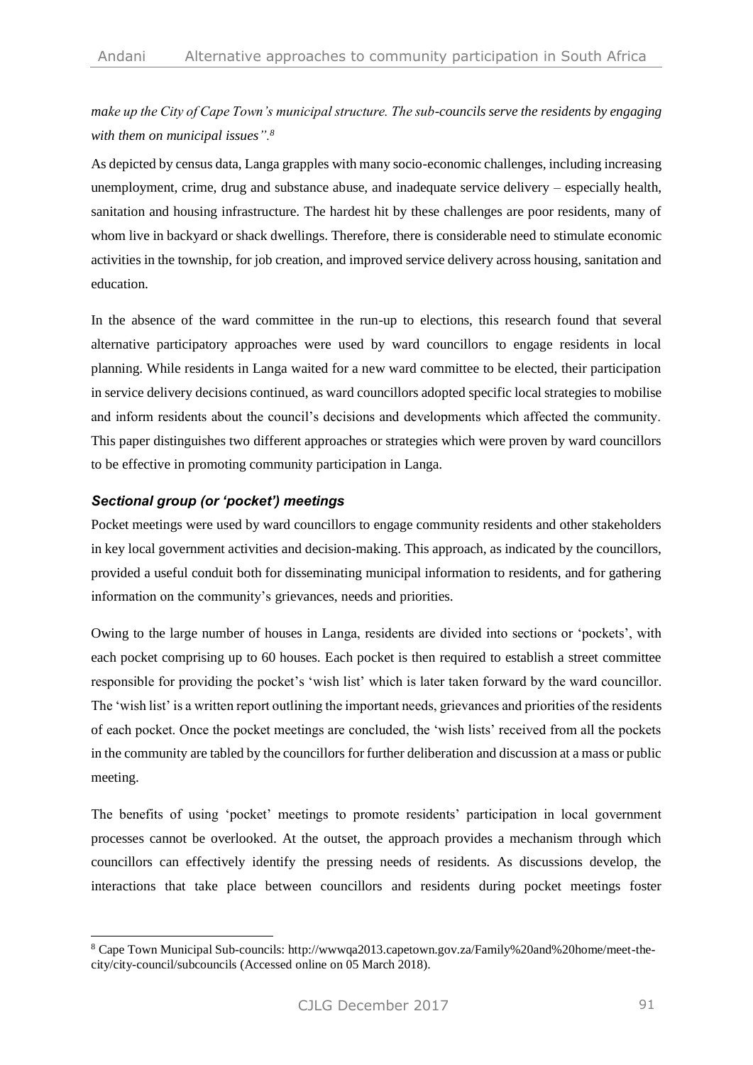*make up the City of Cape Town's municipal structure. The sub-councils serve the residents by engaging with them on municipal issues".*[8]

As depicted by census data, Langa grapples with many socio-economic challenges, including increasing unemployment, crime, drug and substance abuse, and inadequate service delivery – especially health, sanitation and housing infrastructure. The hardest hit by these challenges are poor residents, many of whom live in backyard or shack dwellings. Therefore, there is considerable need to stimulate economic activities in the township, for job creation, and improved service delivery across housing, sanitation and education.

In the absence of the ward committee in the run-up to elections, this research found that several alternative participatory approaches were used by ward councillors to engage residents in local planning. While residents in Langa waited for a new ward committee to be elected, their participation in service delivery decisions continued, as ward councillors adopted specific local strategies to mobilise and inform residents about the council's decisions and developments which affected the community. This paper distinguishes two different approaches or strategies which were proven by ward councillors to be effective in promoting community participation in Langa.

### *Sectional group (or 'pocket') meetings*

Pocket meetings were used by ward councillors to engage community residents and other stakeholders in key local government activities and decision-making. This approach, as indicated by the councillors, provided a useful conduit both for disseminating municipal information to residents, and for gathering information on the community's grievances, needs and priorities.

Owing to the large number of houses in Langa, residents are divided into sections or 'pockets', with each pocket comprising up to 60 houses. Each pocket is then required to establish a street committee responsible for providing the pocket's 'wish list' which is later taken forward by the ward councillor. The 'wish list' is a written report outlining the important needs, grievances and priorities of the residents of each pocket. Once the pocket meetings are concluded, the 'wish lists' received from all the pockets in the community are tabled by the councillors for further deliberation and discussion at a mass or public meeting.

The benefits of using 'pocket' meetings to promote residents' participation in local government processes cannot be overlooked. At the outset, the approach provides a mechanism through which councillors can effectively identify the pressing needs of residents. As discussions develop, the interactions that take place between councillors and residents during pocket meetings foster

---

[8] Cape Town Municipal Sub-councils: http://wwwqa2013.capetown.gov.za/Family%20and%20home/meet-the-city/city-council/subcouncils (Accessed online on 05 March 2018).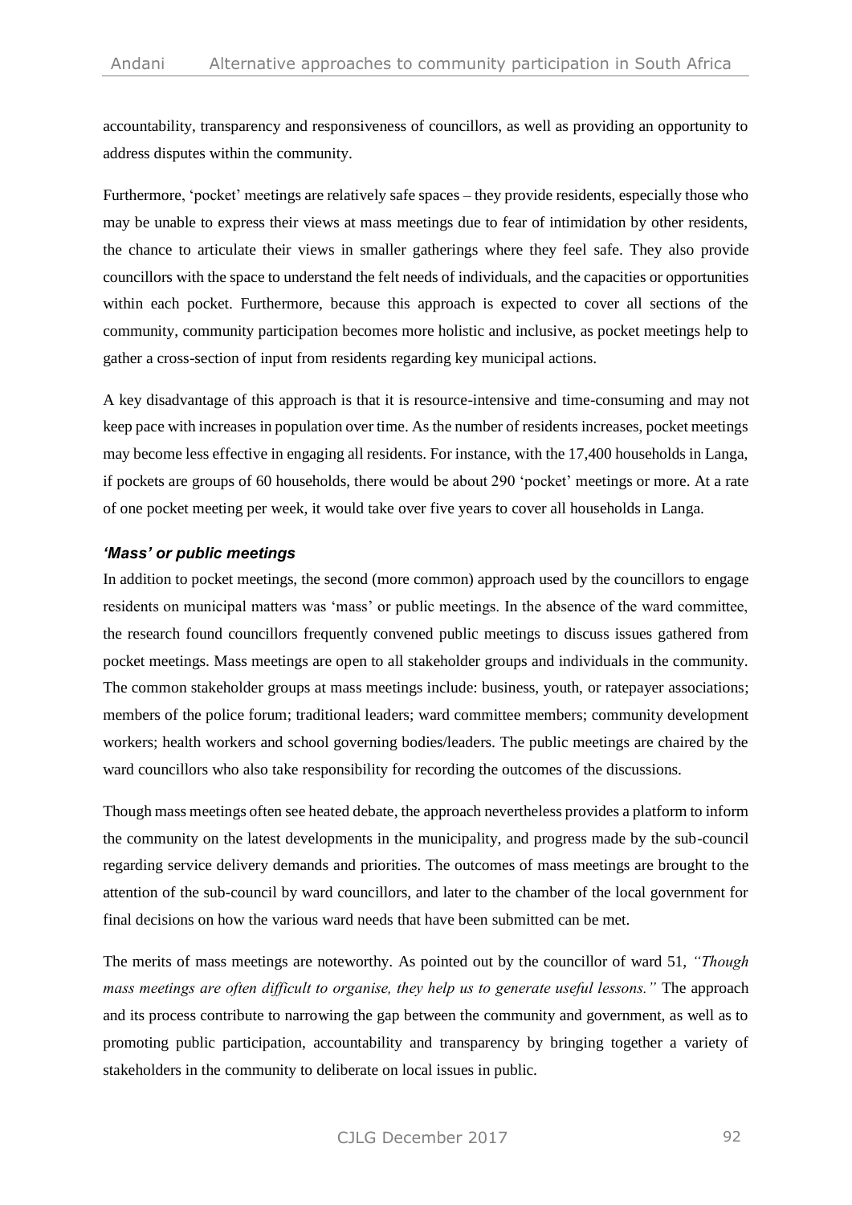accountability, transparency and responsiveness of councillors, as well as providing an opportunity to address disputes within the community.

Furthermore, 'pocket' meetings are relatively safe spaces – they provide residents, especially those who may be unable to express their views at mass meetings due to fear of intimidation by other residents, the chance to articulate their views in smaller gatherings where they feel safe. They also provide councillors with the space to understand the felt needs of individuals, and the capacities or opportunities within each pocket. Furthermore, because this approach is expected to cover all sections of the community, community participation becomes more holistic and inclusive, as pocket meetings help to gather a cross-section of input from residents regarding key municipal actions.

A key disadvantage of this approach is that it is resource-intensive and time-consuming and may not keep pace with increases in population over time. As the number of residents increases, pocket meetings may become less effective in engaging all residents. For instance, with the 17,400 households in Langa, if pockets are groups of 60 households, there would be about 290 'pocket' meetings or more. At a rate of one pocket meeting per week, it would take over five years to cover all households in Langa.

### *'Mass' or public meetings*

In addition to pocket meetings, the second (more common) approach used by the councillors to engage residents on municipal matters was 'mass' or public meetings. In the absence of the ward committee, the research found councillors frequently convened public meetings to discuss issues gathered from pocket meetings. Mass meetings are open to all stakeholder groups and individuals in the community. The common stakeholder groups at mass meetings include: business, youth, or ratepayer associations; members of the police forum; traditional leaders; ward committee members; community development workers; health workers and school governing bodies/leaders. The public meetings are chaired by the ward councillors who also take responsibility for recording the outcomes of the discussions.

Though mass meetings often see heated debate, the approach nevertheless provides a platform to inform the community on the latest developments in the municipality, and progress made by the sub-council regarding service delivery demands and priorities. The outcomes of mass meetings are brought to the attention of the sub-council by ward councillors, and later to the chamber of the local government for final decisions on how the various ward needs that have been submitted can be met.

The merits of mass meetings are noteworthy. As pointed out by the councillor of ward 51, *"Though mass meetings are often difficult to organise, they help us to generate useful lessons."* The approach and its process contribute to narrowing the gap between the community and government, as well as to promoting public participation, accountability and transparency by bringing together a variety of stakeholders in the community to deliberate on local issues in public.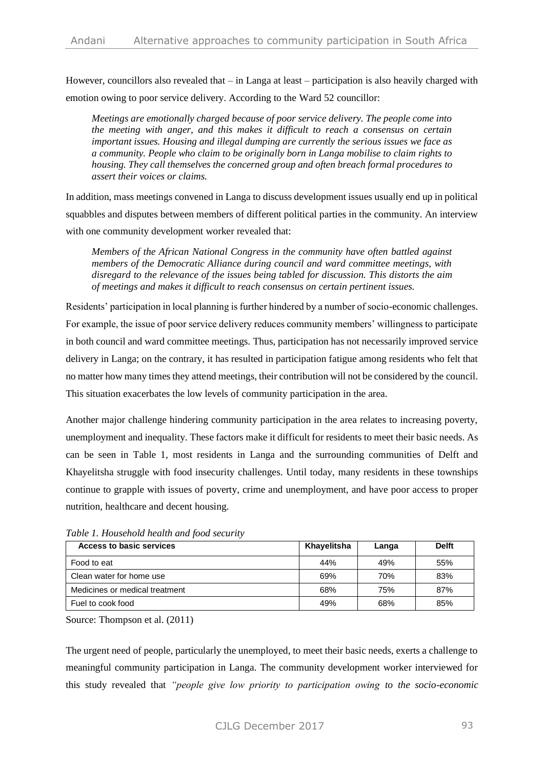However, councillors also revealed that – in Langa at least – participation is also heavily charged with emotion owing to poor service delivery. According to the Ward 52 councillor:

> *Meetings are emotionally charged because of poor service delivery. The people come into the meeting with anger, and this makes it difficult to reach a consensus on certain important issues. Housing and illegal dumping are currently the serious issues we face as a community. People who claim to be originally born in Langa mobilise to claim rights to housing. They call themselves the concerned group and often breach formal procedures to assert their voices or claims.*

In addition, mass meetings convened in Langa to discuss development issues usually end up in political squabbles and disputes between members of different political parties in the community. An interview with one community development worker revealed that:

> *Members of the African National Congress in the community have often battled against members of the Democratic Alliance during council and ward committee meetings, with disregard to the relevance of the issues being tabled for discussion. This distorts the aim of meetings and makes it difficult to reach consensus on certain pertinent issues.*

Residents' participation in local planning is further hindered by a number of socio-economic challenges. For example, the issue of poor service delivery reduces community members' willingness to participate in both council and ward committee meetings. Thus, participation has not necessarily improved service delivery in Langa; on the contrary, it has resulted in participation fatigue among residents who felt that no matter how many times they attend meetings, their contribution will not be considered by the council. This situation exacerbates the low levels of community participation in the area.

Another major challenge hindering community participation in the area relates to increasing poverty, unemployment and inequality. These factors make it difficult for residents to meet their basic needs. As can be seen in Table 1, most residents in Langa and the surrounding communities of Delft and Khayelitsha struggle with food insecurity challenges. Until today, many residents in these townships continue to grapple with issues of poverty, crime and unemployment, and have poor access to proper nutrition, healthcare and decent housing.

*Table 1. Household health and food security*

| Access to basic services | Khayelitsha | Langa | Delft |
|---|---|---|---|
| Food to eat | 44% | 49% | 55% |
| Clean water for home use | 69% | 70% | 83% |
| Medicines or medical treatment | 68% | 75% | 87% |
| Fuel to cook food | 49% | 68% | 85% |

Source: Thompson et al. (2011)

The urgent need of people, particularly the unemployed, to meet their basic needs, exerts a challenge to meaningful community participation in Langa. The community development worker interviewed for this study revealed that *"people give low priority to participation owing to the socio-economic*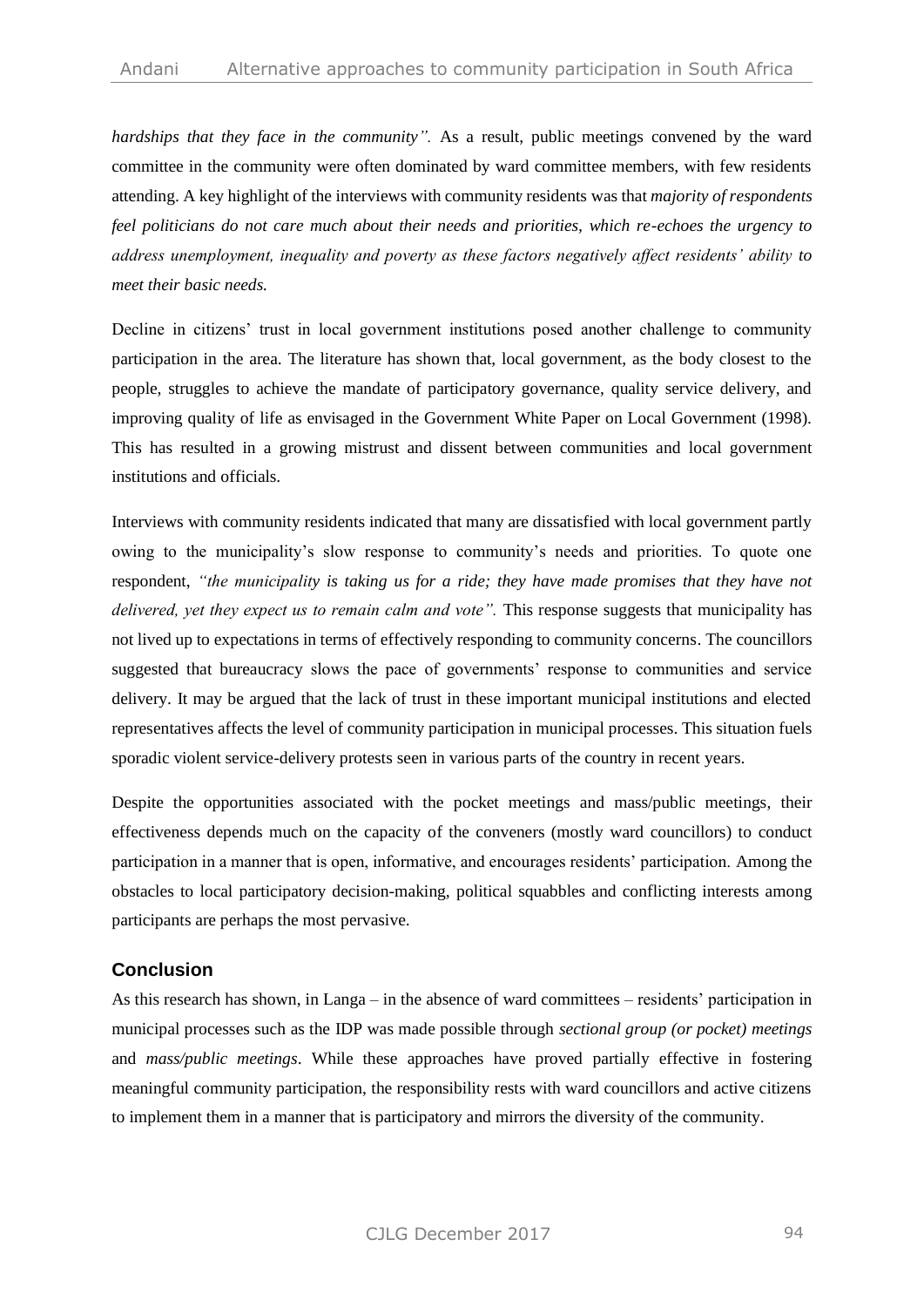*hardships that they face in the community".* As a result, public meetings convened by the ward committee in the community were often dominated by ward committee members, with few residents attending. A key highlight of the interviews with community residents was that *majority of respondents feel politicians do not care much about their needs and priorities, which re-echoes the urgency to address unemployment, inequality and poverty as these factors negatively affect residents' ability to meet their basic needs.*

Decline in citizens' trust in local government institutions posed another challenge to community participation in the area. The literature has shown that, local government, as the body closest to the people, struggles to achieve the mandate of participatory governance, quality service delivery, and improving quality of life as envisaged in the Government White Paper on Local Government (1998). This has resulted in a growing mistrust and dissent between communities and local government institutions and officials.

Interviews with community residents indicated that many are dissatisfied with local government partly owing to the municipality's slow response to community's needs and priorities. To quote one respondent, *"the municipality is taking us for a ride; they have made promises that they have not delivered, yet they expect us to remain calm and vote".* This response suggests that municipality has not lived up to expectations in terms of effectively responding to community concerns. The councillors suggested that bureaucracy slows the pace of governments' response to communities and service delivery. It may be argued that the lack of trust in these important municipal institutions and elected representatives affects the level of community participation in municipal processes. This situation fuels sporadic violent service-delivery protests seen in various parts of the country in recent years.

Despite the opportunities associated with the pocket meetings and mass/public meetings, their effectiveness depends much on the capacity of the conveners (mostly ward councillors) to conduct participation in a manner that is open, informative, and encourages residents' participation. Among the obstacles to local participatory decision-making, political squabbles and conflicting interests among participants are perhaps the most pervasive.

## Conclusion

As this research has shown, in Langa – in the absence of ward committees – residents' participation in municipal processes such as the IDP was made possible through *sectional group (or pocket) meetings* and *mass/public meetings*. While these approaches have proved partially effective in fostering meaningful community participation, the responsibility rests with ward councillors and active citizens to implement them in a manner that is participatory and mirrors the diversity of the community.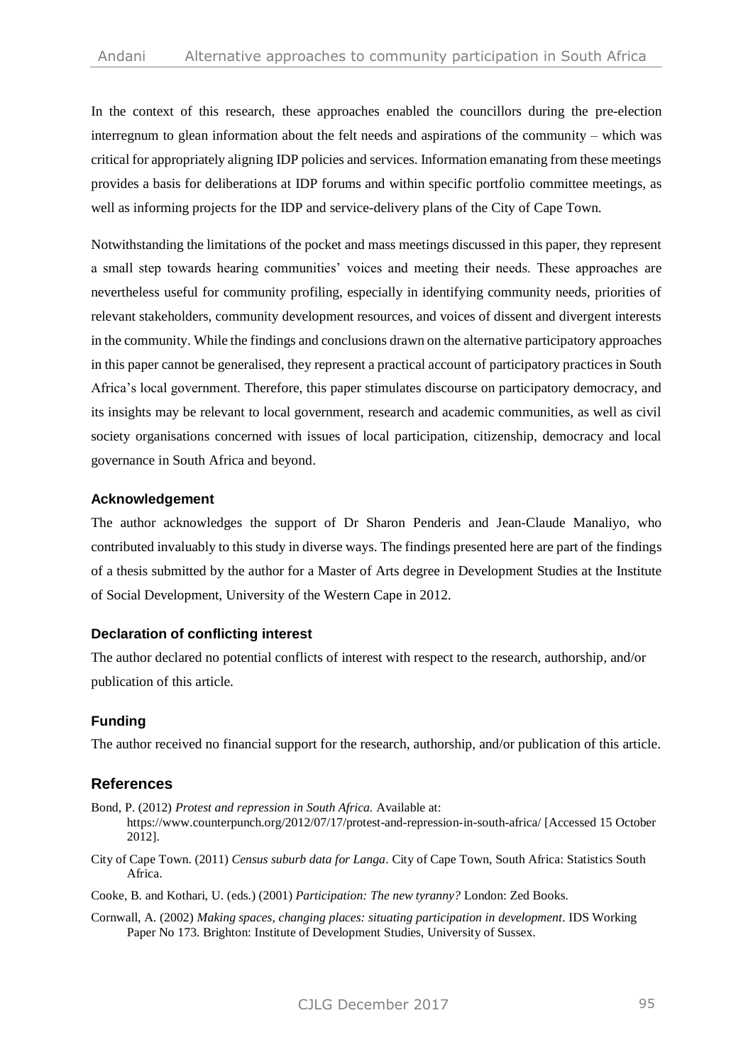In the context of this research, these approaches enabled the councillors during the pre-election interregnum to glean information about the felt needs and aspirations of the community – which was critical for appropriately aligning IDP policies and services. Information emanating from these meetings provides a basis for deliberations at IDP forums and within specific portfolio committee meetings, as well as informing projects for the IDP and service-delivery plans of the City of Cape Town.

Notwithstanding the limitations of the pocket and mass meetings discussed in this paper, they represent a small step towards hearing communities' voices and meeting their needs. These approaches are nevertheless useful for community profiling, especially in identifying community needs, priorities of relevant stakeholders, community development resources, and voices of dissent and divergent interests in the community. While the findings and conclusions drawn on the alternative participatory approaches in this paper cannot be generalised, they represent a practical account of participatory practices in South Africa's local government. Therefore, this paper stimulates discourse on participatory democracy, and its insights may be relevant to local government, research and academic communities, as well as civil society organisations concerned with issues of local participation, citizenship, democracy and local governance in South Africa and beyond.

### Acknowledgement

The author acknowledges the support of Dr Sharon Penderis and Jean-Claude Manaliyo, who contributed invaluably to this study in diverse ways. The findings presented here are part of the findings of a thesis submitted by the author for a Master of Arts degree in Development Studies at the Institute of Social Development, University of the Western Cape in 2012.

### Declaration of conflicting interest

The author declared no potential conflicts of interest with respect to the research, authorship, and/or publication of this article.

### Funding

The author received no financial support for the research, authorship, and/or publication of this article.

## References

Bond, P. (2012) *Protest and repression in South Africa.* Available at: https://www.counterpunch.org/2012/07/17/protest-and-repression-in-south-africa/ [Accessed 15 October 2012].

City of Cape Town. (2011) *Census suburb data for Langa*. City of Cape Town, South Africa: Statistics South Africa.

Cooke, B. and Kothari, U. (eds.) (2001) *Participation: The new tyranny?* London: Zed Books.

Cornwall, A. (2002) *Making spaces, changing places: situating participation in development*. IDS Working Paper No 173. Brighton: Institute of Development Studies, University of Sussex.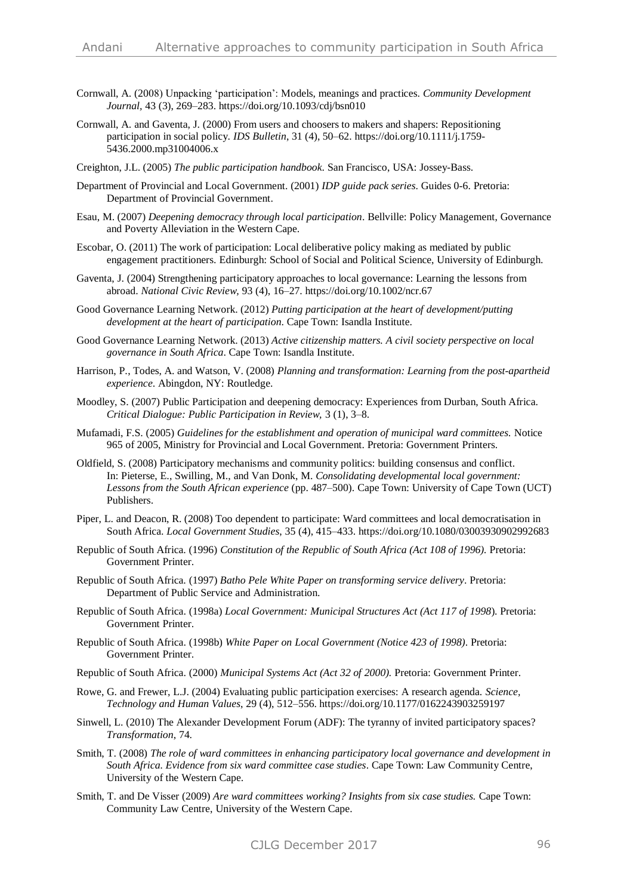Cornwall, A. (2008) Unpacking 'participation': Models, meanings and practices. *Community Development Journal*, 43 (3), 269–283. https://doi.org/10.1093/cdj/bsn010

Cornwall, A. and Gaventa, J. (2000) From users and choosers to makers and shapers: Repositioning participation in social policy. *IDS Bulletin*, 31 (4), 50–62. https://doi.org/10.1111/j.1759-5436.2000.mp31004006.x

Creighton, J.L. (2005) *The public participation handbook*. San Francisco, USA: Jossey-Bass.

Department of Provincial and Local Government. (2001) *IDP guide pack series*. Guides 0-6. Pretoria: Department of Provincial Government.

Esau, M. (2007) *Deepening democracy through local participation*. Bellville: Policy Management, Governance and Poverty Alleviation in the Western Cape.

Escobar, O. (2011) The work of participation: Local deliberative policy making as mediated by public engagement practitioners. Edinburgh: School of Social and Political Science, University of Edinburgh.

Gaventa, J. (2004) Strengthening participatory approaches to local governance: Learning the lessons from abroad. *National Civic Review,* 93 (4), 16–27. https://doi.org/10.1002/ncr.67

Good Governance Learning Network. (2012) *Putting participation at the heart of development/putting development at the heart of participation*. Cape Town: Isandla Institute.

Good Governance Learning Network. (2013) *Active citizenship matters. A civil society perspective on local governance in South Africa*. Cape Town: Isandla Institute.

Harrison, P., Todes, A. and Watson, V. (2008) *Planning and transformation: Learning from the post-apartheid experience*. Abingdon, NY: Routledge.

Moodley, S. (2007) Public Participation and deepening democracy: Experiences from Durban, South Africa. *Critical Dialogue: Public Participation in Review*, 3 (1), 3–8.

Mufamadi, F.S. (2005) *Guidelines for the establishment and operation of municipal ward committees*. Notice 965 of 2005, Ministry for Provincial and Local Government. Pretoria: Government Printers.

Oldfield, S. (2008) Participatory mechanisms and community politics: building consensus and conflict. In: Pieterse, E., Swilling, M., and Van Donk, M. *Consolidating developmental local government: Lessons from the South African experience* (pp. 487–500). Cape Town: University of Cape Town (UCT) Publishers.

Piper, L. and Deacon, R. (2008) Too dependent to participate: Ward committees and local democratisation in South Africa. *Local Government Studies*, 35 (4), 415–433. https://doi.org/10.1080/03003930902992683

Republic of South Africa. (1996) *Constitution of the Republic of South Africa (Act 108 of 1996)*. Pretoria: Government Printer.

Republic of South Africa. (1997) *Batho Pele White Paper on transforming service delivery*. Pretoria: Department of Public Service and Administration.

Republic of South Africa. (1998a) *Local Government: Municipal Structures Act (Act 117 of 1998*). Pretoria: Government Printer.

Republic of South Africa. (1998b) *White Paper on Local Government (Notice 423 of 1998)*. Pretoria: Government Printer.

Republic of South Africa. (2000) *Municipal Systems Act (Act 32 of 2000).* Pretoria: Government Printer.

Rowe, G. and Frewer, L.J. (2004) Evaluating public participation exercises: A research agenda. *Science, Technology and Human Values*, 29 (4), 512–556. https://doi.org/10.1177/0162243903259197

Sinwell, L. (2010) The Alexander Development Forum (ADF): The tyranny of invited participatory spaces? *Transformation*, 74.

Smith, T. (2008) *The role of ward committees in enhancing participatory local governance and development in South Africa. Evidence from six ward committee case studies*. Cape Town: Law Community Centre, University of the Western Cape.

Smith, T. and De Visser (2009) *Are ward committees working? Insights from six case studies.* Cape Town: Community Law Centre, University of the Western Cape.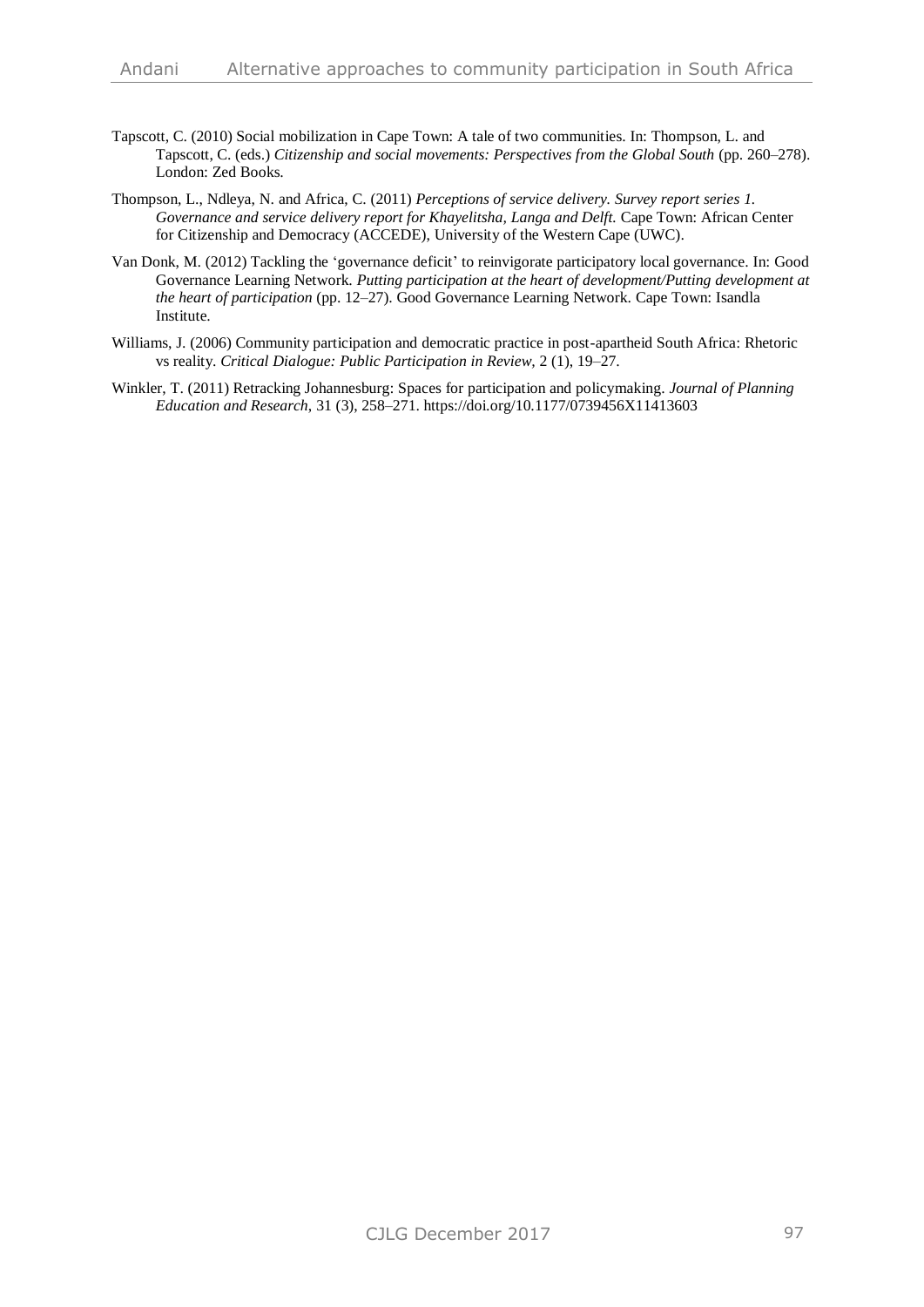Tapscott, C. (2010) Social mobilization in Cape Town: A tale of two communities. In: Thompson, L. and Tapscott, C. (eds.) *Citizenship and social movements: Perspectives from the Global South* (pp. 260–278). London: Zed Books.

Thompson, L., Ndleya, N. and Africa, C. (2011) *Perceptions of service delivery. Survey report series 1. Governance and service delivery report for Khayelitsha, Langa and Delft.* Cape Town: African Center for Citizenship and Democracy (ACCEDE), University of the Western Cape (UWC).

Van Donk, M. (2012) Tackling the 'governance deficit' to reinvigorate participatory local governance. In: Good Governance Learning Network. *Putting participation at the heart of development/Putting development at the heart of participation* (pp. 12–27). Good Governance Learning Network. Cape Town: Isandla Institute.

Williams, J. (2006) Community participation and democratic practice in post-apartheid South Africa: Rhetoric vs reality. *Critical Dialogue: Public Participation in Review*, 2 (1), 19–27.

Winkler, T. (2011) Retracking Johannesburg: Spaces for participation and policymaking. *Journal of Planning Education and Research*, 31 (3), 258–271. https://doi.org/10.1177/0739456X11413603